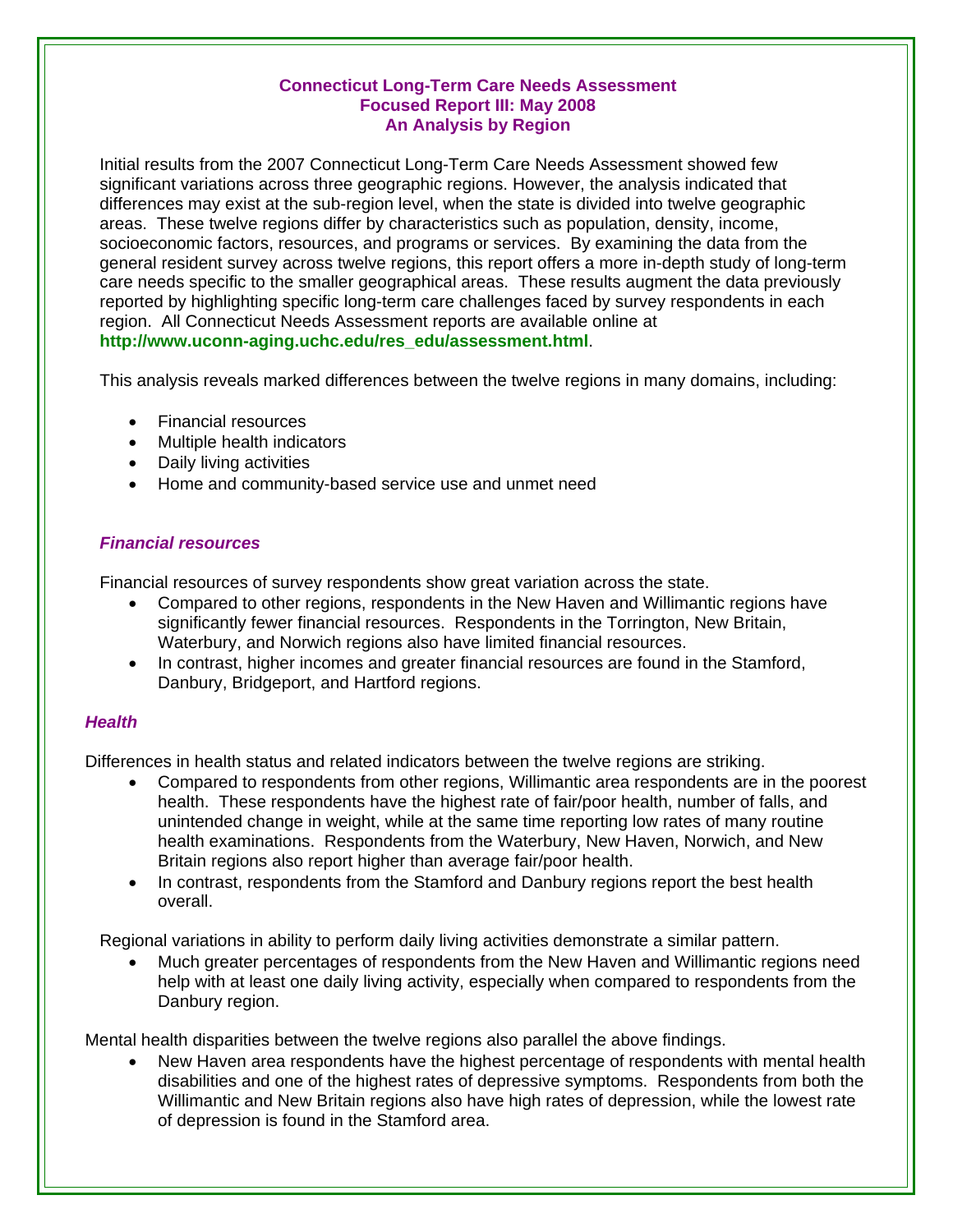# Connecticut Long-Term Care Needs Assessment
## Focused Report III: May 2008
## An Analysis by Region

Initial results from the 2007 Connecticut Long-Term Care Needs Assessment showed few significant variations across three geographic regions. However, the analysis indicated that differences may exist at the sub-region level, when the state is divided into twelve geographic areas. These twelve regions differ by characteristics such as population, density, income, socioeconomic factors, resources, and programs or services. By examining the data from the general resident survey across twelve regions, this report offers a more in-depth study of long-term care needs specific to the smaller geographical areas. These results augment the data previously reported by highlighting specific long-term care challenges faced by survey respondents in each region. All Connecticut Needs Assessment reports are available online at **http://www.uconn-aging.uchc.edu/res_edu/assessment.html**.

This analysis reveals marked differences between the twelve regions in many domains, including:

- Financial resources
- Multiple health indicators
- Daily living activities
- Home and community-based service use and unmet need

### *Financial resources*

Financial resources of survey respondents show great variation across the state.

- Compared to other regions, respondents in the New Haven and Willimantic regions have significantly fewer financial resources. Respondents in the Torrington, New Britain, Waterbury, and Norwich regions also have limited financial resources.
- In contrast, higher incomes and greater financial resources are found in the Stamford, Danbury, Bridgeport, and Hartford regions.

### *Health*

Differences in health status and related indicators between the twelve regions are striking.

- Compared to respondents from other regions, Willimantic area respondents are in the poorest health. These respondents have the highest rate of fair/poor health, number of falls, and unintended change in weight, while at the same time reporting low rates of many routine health examinations. Respondents from the Waterbury, New Haven, Norwich, and New Britain regions also report higher than average fair/poor health.
- In contrast, respondents from the Stamford and Danbury regions report the best health overall.

Regional variations in ability to perform daily living activities demonstrate a similar pattern.

- Much greater percentages of respondents from the New Haven and Willimantic regions need help with at least one daily living activity, especially when compared to respondents from the Danbury region.

Mental health disparities between the twelve regions also parallel the above findings.

- New Haven area respondents have the highest percentage of respondents with mental health disabilities and one of the highest rates of depressive symptoms. Respondents from both the Willimantic and New Britain regions also have high rates of depression, while the lowest rate of depression is found in the Stamford area.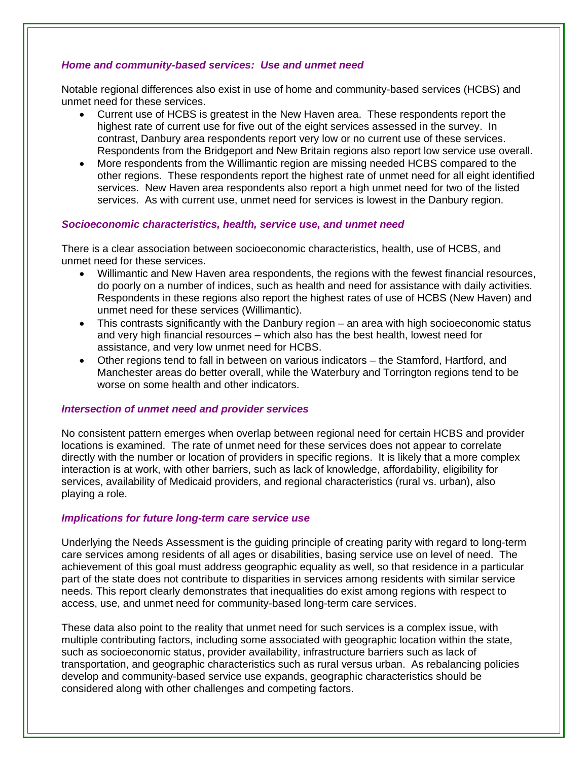### *Home and community-based services: Use and unmet need*

Notable regional differences also exist in use of home and community-based services (HCBS) and unmet need for these services.

- Current use of HCBS is greatest in the New Haven area. These respondents report the highest rate of current use for five out of the eight services assessed in the survey. In contrast, Danbury area respondents report very low or no current use of these services. Respondents from the Bridgeport and New Britain regions also report low service use overall.
- More respondents from the Willimantic region are missing needed HCBS compared to the other regions. These respondents report the highest rate of unmet need for all eight identified services. New Haven area respondents also report a high unmet need for two of the listed services. As with current use, unmet need for services is lowest in the Danbury region.

### *Socioeconomic characteristics, health, service use, and unmet need*

There is a clear association between socioeconomic characteristics, health, use of HCBS, and unmet need for these services.

- Willimantic and New Haven area respondents, the regions with the fewest financial resources, do poorly on a number of indices, such as health and need for assistance with daily activities. Respondents in these regions also report the highest rates of use of HCBS (New Haven) and unmet need for these services (Willimantic).
- This contrasts significantly with the Danbury region – an area with high socioeconomic status and very high financial resources – which also has the best health, lowest need for assistance, and very low unmet need for HCBS.
- Other regions tend to fall in between on various indicators – the Stamford, Hartford, and Manchester areas do better overall, while the Waterbury and Torrington regions tend to be worse on some health and other indicators.

### *Intersection of unmet need and provider services*

No consistent pattern emerges when overlap between regional need for certain HCBS and provider locations is examined. The rate of unmet need for these services does not appear to correlate directly with the number or location of providers in specific regions. It is likely that a more complex interaction is at work, with other barriers, such as lack of knowledge, affordability, eligibility for services, availability of Medicaid providers, and regional characteristics (rural vs. urban), also playing a role.

### *Implications for future long-term care service use*

Underlying the Needs Assessment is the guiding principle of creating parity with regard to long-term care services among residents of all ages or disabilities, basing service use on level of need. The achievement of this goal must address geographic equality as well, so that residence in a particular part of the state does not contribute to disparities in services among residents with similar service needs. This report clearly demonstrates that inequalities do exist among regions with respect to access, use, and unmet need for community-based long-term care services.

These data also point to the reality that unmet need for such services is a complex issue, with multiple contributing factors, including some associated with geographic location within the state, such as socioeconomic status, provider availability, infrastructure barriers such as lack of transportation, and geographic characteristics such as rural versus urban. As rebalancing policies develop and community-based service use expands, geographic characteristics should be considered along with other challenges and competing factors.